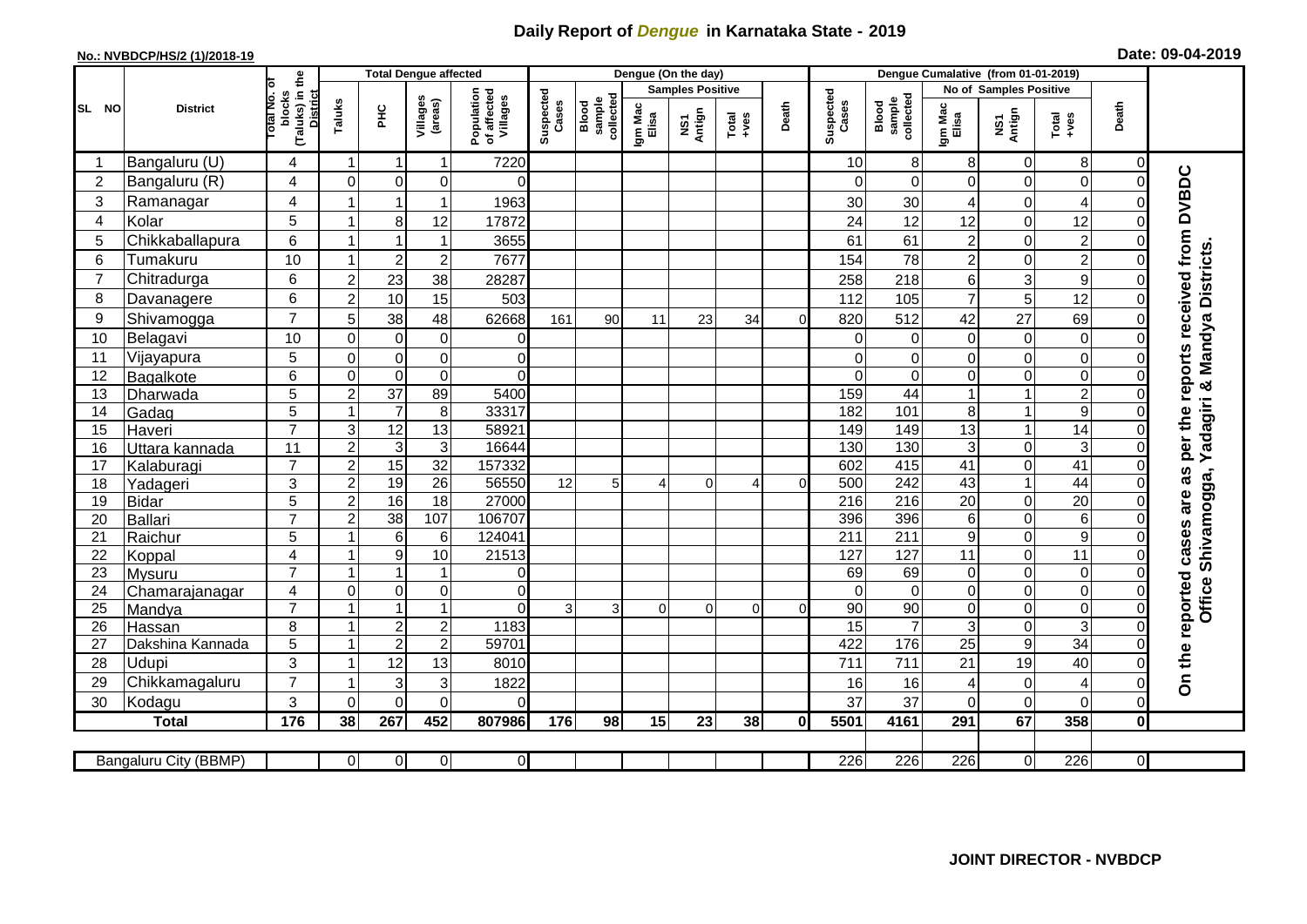# Daily Report of *Dengue* in Karnataka State - 2019

**No.: NVBDCP/HS/2 (1)/2018-19**

**Date: 09-04-2019**

| SL NO | District | Total No. of blocks (Taluks) in the District | Total Dengue affected | | | | Dengue (On the day) | | | | | | | Dengue Cumalative (from 01-01-2019) | | | | | | | |
|---|---|---|---|---|---|---|---|---|---|---|---|---|---|---|---|---|---|---|---|---|
| | | | Taluks | PHC | Villages (areas) | Population of affected Villages | Suspected Cases | Blood sample collected | Samples Positive | | | Death | Suspected Cases | Blood sample collected | No of Samples Positive | | | Death | |
| | | | | | | | | | Igm Mac Elisa | NS1 Antign | Total +ves | | | | Igm Mac Elisa | NS1 Antign | Total +ves | | |
| 1 | Bangaluru (U) | 4 | 1 | 1 | 1 | 7220 | | | | | | | 10 | 8 | 8 | 0 | 8 | 0 | On the reported cases are as per the reports received from DVBDC Office Shivamogga, Yadagiri & Mandya Districts. |
| 2 | Bangaluru (R) | 4 | 0 | 0 | 0 | 0 | | | | | | | 0 | 0 | 0 | 0 | 0 | 0 | |
| 3 | Ramanagar | 4 | 1 | 1 | 1 | 1963 | | | | | | | 30 | 30 | 4 | 0 | 4 | 0 | |
| 4 | Kolar | 5 | 1 | 8 | 12 | 17872 | | | | | | | 24 | 12 | 12 | 0 | 12 | 0 | |
| 5 | Chikkaballapura | 6 | 1 | 1 | 1 | 3655 | | | | | | | 61 | 61 | 2 | 0 | 2 | 0 | |
| 6 | Tumakuru | 10 | 1 | 2 | 2 | 7677 | | | | | | | 154 | 78 | 2 | 0 | 2 | 0 | |
| 7 | Chitradurga | 6 | 2 | 23 | 38 | 28287 | | | | | | | 258 | 218 | 6 | 3 | 9 | 0 | |
| 8 | Davanagere | 6 | 2 | 10 | 15 | 503 | | | | | | | 112 | 105 | 7 | 5 | 12 | 0 | |
| 9 | Shivamogga | 7 | 5 | 38 | 48 | 62668 | 161 | 90 | 11 | 23 | 34 | 0 | 820 | 512 | 42 | 27 | 69 | 0 | |
| 10 | Belagavi | 10 | 0 | 0 | 0 | 0 | | | | | | | 0 | 0 | 0 | 0 | 0 | 0 | |
| 11 | Vijayapura | 5 | 0 | 0 | 0 | 0 | | | | | | | 0 | 0 | 0 | 0 | 0 | 0 | |
| 12 | Bagalkote | 6 | 0 | 0 | 0 | 0 | | | | | | | 0 | 0 | 0 | 0 | 0 | 0 | |
| 13 | Dharwada | 5 | 2 | 37 | 89 | 5400 | | | | | | | 159 | 44 | 1 | 1 | 2 | 0 | |
| 14 | Gadag | 5 | 1 | 7 | 8 | 33317 | | | | | | | 182 | 101 | 8 | 1 | 9 | 0 | |
| 15 | Haveri | 7 | 3 | 12 | 13 | 58921 | | | | | | | 149 | 149 | 13 | 1 | 14 | 0 | |
| 16 | Uttara kannada | 11 | 2 | 3 | 3 | 16644 | | | | | | | 130 | 130 | 3 | 0 | 3 | 0 | |
| 17 | Kalaburagi | 7 | 2 | 15 | 32 | 157332 | | | | | | | 602 | 415 | 41 | 0 | 41 | 0 | |
| 18 | Yadageri | 3 | 2 | 19 | 26 | 56550 | 12 | 5 | 4 | 0 | 4 | 0 | 500 | 242 | 43 | 1 | 44 | 0 | |
| 19 | Bidar | 5 | 2 | 16 | 18 | 27000 | | | | | | | 216 | 216 | 20 | 0 | 20 | 0 | |
| 20 | Ballari | 7 | 2 | 38 | 107 | 106707 | | | | | | | 396 | 396 | 6 | 0 | 6 | 0 | |
| 21 | Raichur | 5 | 1 | 6 | 6 | 124041 | | | | | | | 211 | 211 | 9 | 0 | 9 | 0 | |
| 22 | Koppal | 4 | 1 | 9 | 10 | 21513 | | | | | | | 127 | 127 | 11 | 0 | 11 | 0 | |
| 23 | Mysuru | 7 | 1 | 1 | 1 | 0 | | | | | | | 69 | 69 | 0 | 0 | 0 | 0 | |
| 24 | Chamarajanagar | 4 | 0 | 0 | 0 | 0 | | | | | | | 0 | 0 | 0 | 0 | 0 | 0 | |
| 25 | Mandya | 7 | 1 | 1 | 1 | 0 | 3 | 3 | 0 | 0 | 0 | 0 | 90 | 90 | 0 | 0 | 0 | 0 | |
| 26 | Hassan | 8 | 1 | 2 | 2 | 1183 | | | | | | | 15 | 7 | 3 | 0 | 3 | 0 | |
| 27 | Dakshina Kannada | 5 | 1 | 2 | 2 | 59701 | | | | | | | 422 | 176 | 25 | 9 | 34 | 0 | |
| 28 | Udupi | 3 | 1 | 12 | 13 | 8010 | | | | | | | 711 | 711 | 21 | 19 | 40 | 0 | |
| 29 | Chikkamagaluru | 7 | 1 | 3 | 3 | 1822 | | | | | | | 16 | 16 | 4 | 0 | 4 | 0 | |
| 30 | Kodagu | 3 | 0 | 0 | 0 | 0 | | | | | | | 37 | 37 | 0 | 0 | 0 | 0 | |
| | **Total** | **176** | **38** | **267** | **452** | **807986** | **176** | **98** | **15** | **23** | **38** | **0** | **5501** | **4161** | **291** | **67** | **358** | **0** | |
| | Bangaluru City (BBMP) | | 0 | 0 | 0 | 0 | | | | | | | 226 | 226 | 226 | 0 | 226 | 0 | |

**JOINT DIRECTOR - NVBDCP**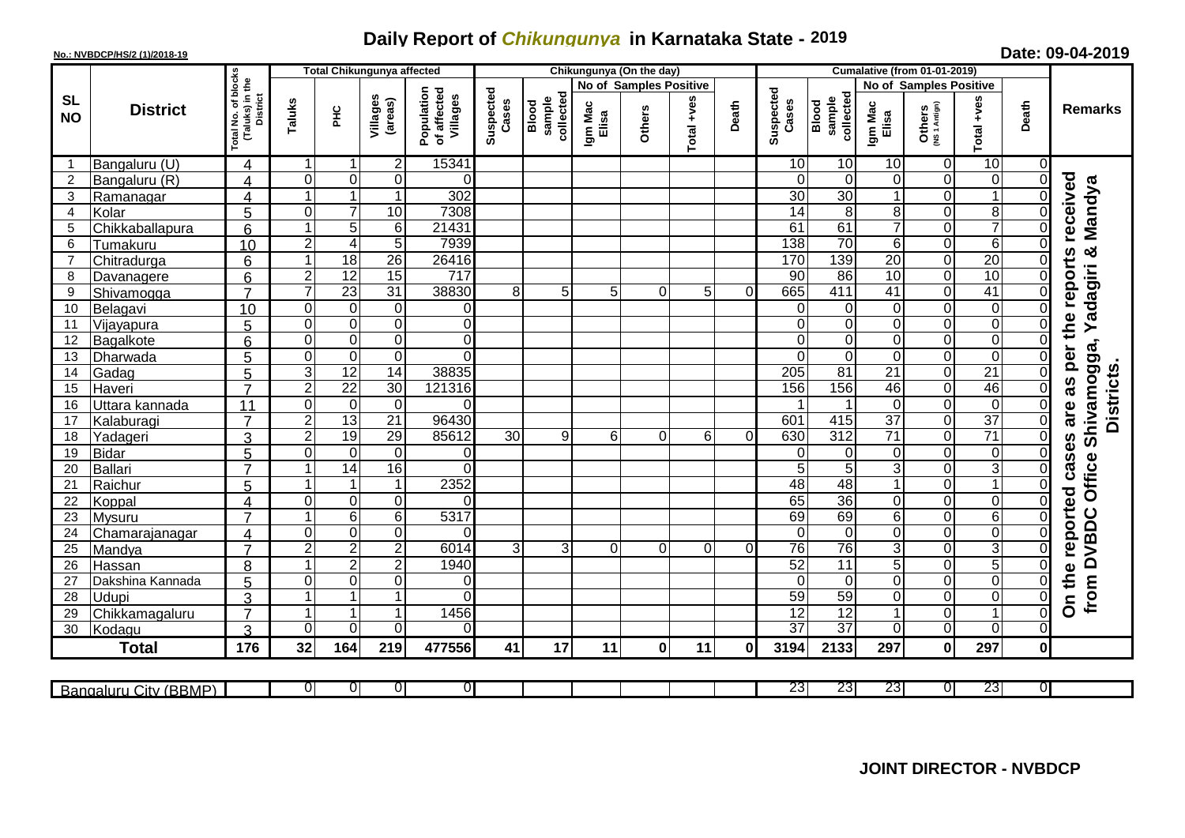# Daily Report of *Chikungunya* in Karnataka State - 2019

**No.: NVBDCP/HS/2 (1)/2018-19**

**Date: 09-04-2019**

| SL NO | District | Total No. of blocks (Taluks) in the District | Total Chikungunya affected | | | | Chikungunya (On the day) | | | | | | | Cumalative (from 01-01-2019) | | | | | | | Remarks |
|---|---|---|---|---|---|---|---|---|---|---|---|---|---|---|---|---|---|---|---|---|---|
| | | | Taluks | PHC | Villages (areas) | Population of affected Villages | Suspected Cases | Blood sample collected | No of Samples Positive | | | Death | Suspected Cases | Blood sample collected | No of Samples Positive | | | Death | |
| | | | | | | | | | Igm Mac Elisa | Others | Total +ves | | | | Igm Mac Elisa | Others (NS 1 Antign) | Total +ves | | |
| 1 | Bangaluru (U) | 4 | 1 | 1 | 2 | 15341 | | | | | | | 10 | 10 | 10 | 0 | 10 | 0 | On the reported cases are as per the reports received from DVBDC Office Shivamogga, Yadagiri & Mandya Districts. |
| 2 | Bangaluru (R) | 4 | 0 | 0 | 0 | 0 | | | | | | | 0 | 0 | 0 | 0 | 0 | 0 | |
| 3 | Ramanagar | 4 | 1 | 1 | 1 | 302 | | | | | | | 30 | 30 | 1 | 0 | 1 | 0 | |
| 4 | Kolar | 5 | 0 | 7 | 10 | 7308 | | | | | | | 14 | 8 | 8 | 0 | 8 | 0 | |
| 5 | Chikkaballapura | 6 | 1 | 5 | 6 | 21431 | | | | | | | 61 | 61 | 7 | 0 | 7 | 0 | |
| 6 | Tumakuru | 10 | 2 | 4 | 5 | 7939 | | | | | | | 138 | 70 | 6 | 0 | 6 | 0 | |
| 7 | Chitradurga | 6 | 1 | 18 | 26 | 26416 | | | | | | | 170 | 139 | 20 | 0 | 20 | 0 | |
| 8 | Davanagere | 6 | 2 | 12 | 15 | 717 | | | | | | | 90 | 86 | 10 | 0 | 10 | 0 | |
| 9 | Shivamogga | 7 | 7 | 23 | 31 | 38830 | 8 | 5 | 5 | 0 | 5 | 0 | 665 | 411 | 41 | 0 | 41 | 0 | |
| 10 | Belagavi | 10 | 0 | 0 | 0 | 0 | | | | | | | 0 | 0 | 0 | 0 | 0 | 0 | |
| 11 | Vijayapura | 5 | 0 | 0 | 0 | 0 | | | | | | | 0 | 0 | 0 | 0 | 0 | 0 | |
| 12 | Bagalkote | 6 | 0 | 0 | 0 | 0 | | | | | | | 0 | 0 | 0 | 0 | 0 | 0 | |
| 13 | Dharwada | 5 | 0 | 0 | 0 | 0 | | | | | | | 0 | 0 | 0 | 0 | 0 | 0 | |
| 14 | Gadag | 5 | 3 | 12 | 14 | 38835 | | | | | | | 205 | 81 | 21 | 0 | 21 | 0 | |
| 15 | Haveri | 7 | 2 | 22 | 30 | 121316 | | | | | | | 156 | 156 | 46 | 0 | 46 | 0 | |
| 16 | Uttara kannada | 11 | 0 | 0 | 0 | 0 | | | | | | | 1 | 1 | 0 | 0 | 0 | 0 | |
| 17 | Kalaburagi | 7 | 2 | 13 | 21 | 96430 | | | | | | | 601 | 415 | 37 | 0 | 37 | 0 | |
| 18 | Yadageri | 3 | 2 | 19 | 29 | 85612 | 30 | 9 | 6 | 0 | 6 | 0 | 630 | 312 | 71 | 0 | 71 | 0 | |
| 19 | Bidar | 5 | 0 | 0 | 0 | 0 | | | | | | | 0 | 0 | 0 | 0 | 0 | 0 | |
| 20 | Ballari | 7 | 1 | 14 | 16 | 0 | | | | | | | 5 | 5 | 3 | 0 | 3 | 0 | |
| 21 | Raichur | 5 | 1 | 1 | 1 | 2352 | | | | | | | 48 | 48 | 1 | 0 | 1 | 0 | |
| 22 | Koppal | 4 | 0 | 0 | 0 | 0 | | | | | | | 65 | 36 | 0 | 0 | 0 | 0 | |
| 23 | Mysuru | 7 | 1 | 6 | 6 | 5317 | | | | | | | 69 | 69 | 6 | 0 | 6 | 0 | |
| 24 | Chamarajanagar | 4 | 0 | 0 | 0 | 0 | | | | | | | 0 | 0 | 0 | 0 | 0 | 0 | |
| 25 | Mandya | 7 | 2 | 2 | 2 | 6014 | 3 | 3 | 0 | 0 | 0 | 0 | 76 | 76 | 3 | 0 | 3 | 0 | |
| 26 | Hassan | 8 | 1 | 2 | 2 | 1940 | | | | | | | 52 | 11 | 5 | 0 | 5 | 0 | |
| 27 | Dakshina Kannada | 5 | 0 | 0 | 0 | 0 | | | | | | | 0 | 0 | 0 | 0 | 0 | 0 | |
| 28 | Udupi | 3 | 1 | 1 | 1 | 0 | | | | | | | 59 | 59 | 0 | 0 | 0 | 0 | |
| 29 | Chikkamagaluru | 7 | 1 | 1 | 1 | 1456 | | | | | | | 12 | 12 | 1 | 0 | 1 | 0 | |
| 30 | Kodagu | 3 | 0 | 0 | 0 | 0 | | | | | | | 37 | 37 | 0 | 0 | 0 | 0 | |
| | **Total** | **176** | **32** | **164** | **219** | **477556** | **41** | **17** | **11** | **0** | **11** | **0** | **3194** | **2133** | **297** | **0** | **297** | **0** | |

| Bangaluru City (BBMP) | | 0 | 0 | 0 | 0 | | | | | | | 23 | 23 | 23 | 0 | 23 | 0 | |
|---|---|---|---|---|---|---|---|---|---|---|---|---|---|---|---|---|---|---|

**JOINT DIRECTOR - NVBDCP**